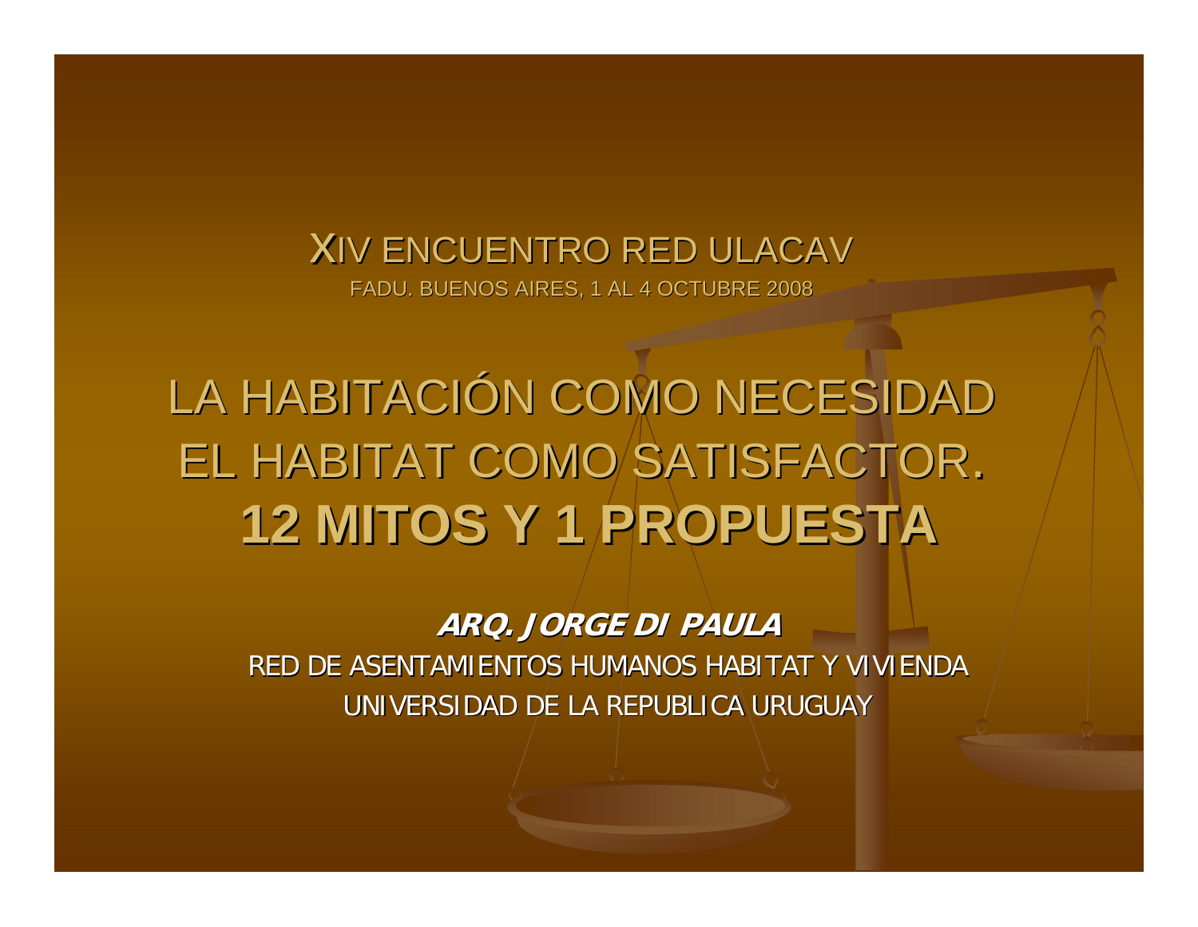XIV ENCUENTRO RED ULACAV

FADU. BUENOS AIRES, 1 AL 4 OCTUBRE 2008

# LA HABITACIÓN COMO NECESIDAD EL HABITAT COMO SATISFACTOR.

# **12 MITOS Y 1 PROPUESTA**

***ARQ. JORGE DI PAULA***

RED DE ASENTAMIENTOS HUMANOS HABITAT Y VIVIENDA

UNIVERSIDAD DE LA REPUBLICA URUGUAY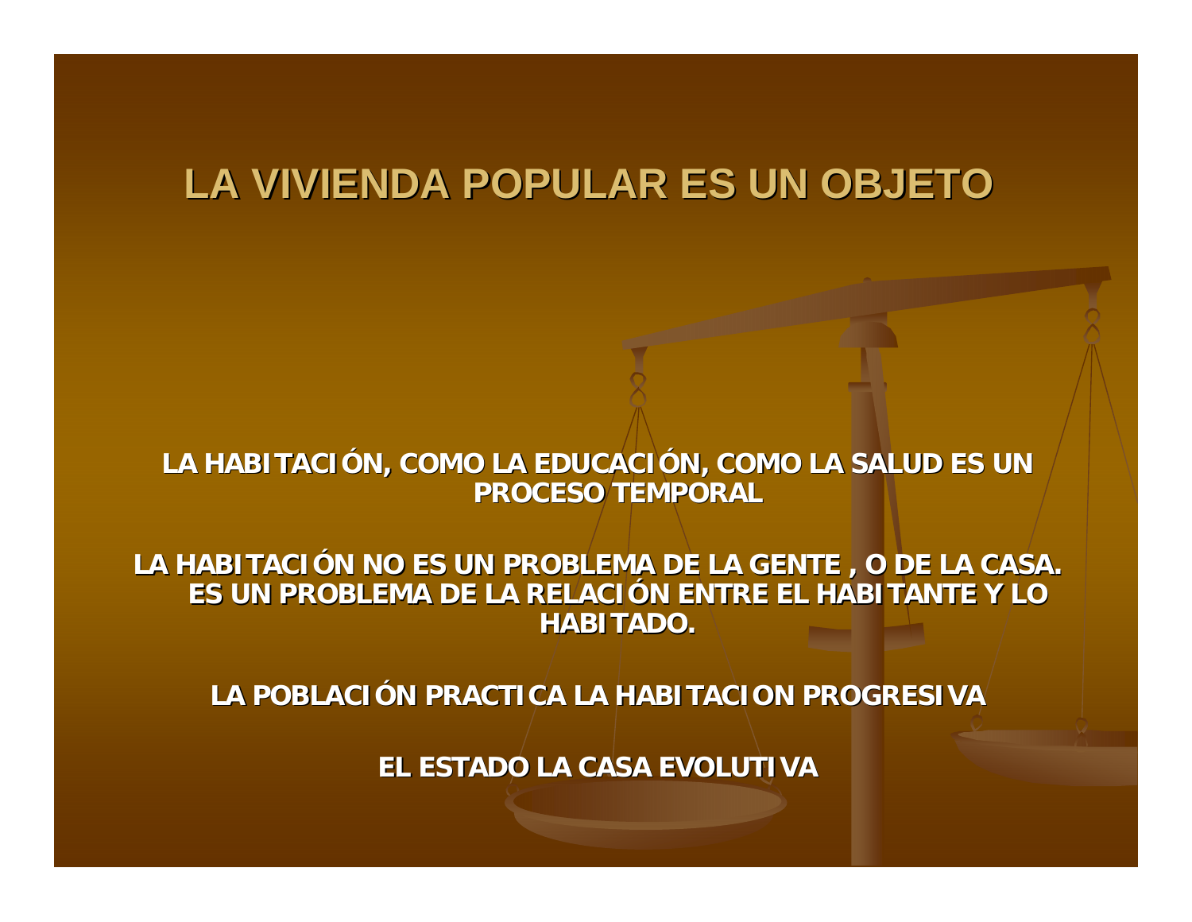# LA VIVIENDA POPULAR ES UN OBJETO

**LA HABITACIÓN, COMO LA EDUCACIÓN, COMO LA SALUD ES UN PROCESO TEMPORAL**

**LA HABITACIÓN NO ES UN PROBLEMA DE LA GENTE , O DE LA CASA. ES UN PROBLEMA DE LA RELACIÓN ENTRE EL HABITANTE Y LO HABITADO.**

**LA POBLACIÓN PRACTICA LA HABITACION PROGRESIVA**

**EL ESTADO LA CASA EVOLUTIVA**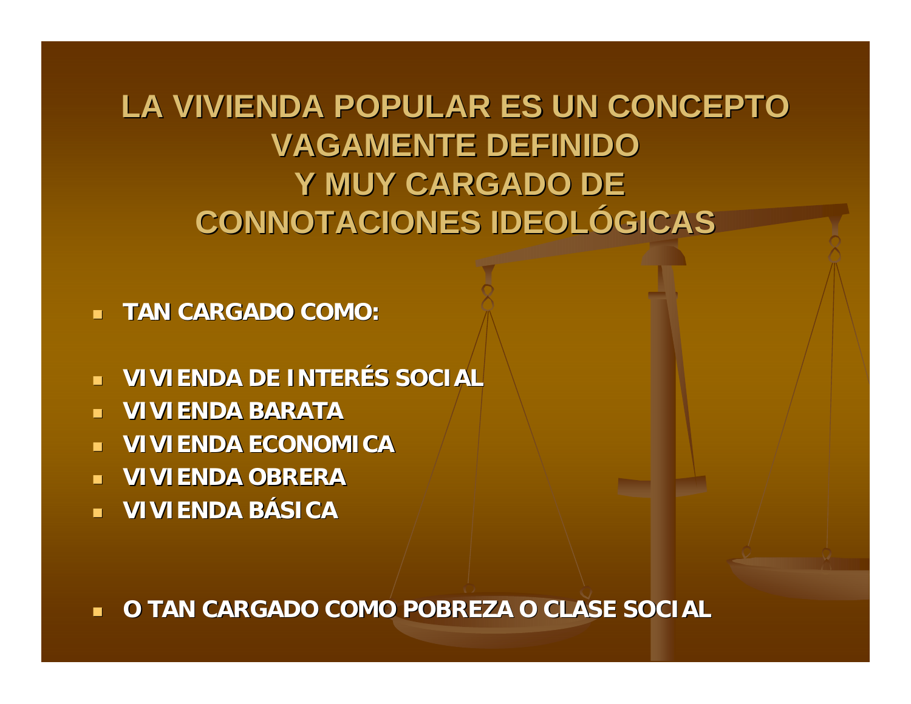# LA VIVIENDA POPULAR ES UN CONCEPTO VAGAMENTE DEFINIDO Y MUY CARGADO DE CONNOTACIONES IDEOLÓGICAS

- **TAN CARGADO COMO:**

- **VIVIENDA DE INTERÉS SOCIAL**
- **VIVIENDA BARATA**
- **VIVIENDA ECONOMICA**
- **VIVIENDA OBRERA**
- **VIVIENDA BÁSICA**

- **O TAN CARGADO COMO POBREZA O CLASE SOCIAL**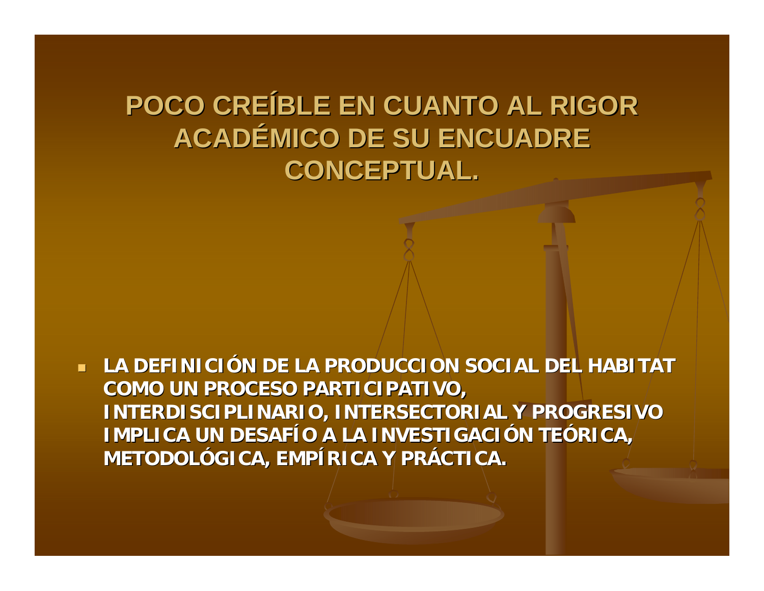# POCO CREÍBLE EN CUANTO AL RIGOR ACADÉMICO DE SU ENCUADRE CONCEPTUAL.

- **LA DEFINICIÓN DE LA PRODUCCION SOCIAL DEL HABITAT COMO UN PROCESO PARTICIPATIVO, INTERDISCIPLINARIO, INTERSECTORIAL Y PROGRESIVO IMPLICA UN DESAFÍO A LA INVESTIGACIÓN TEÓRICA, METODOLÓGICA, EMPÍRICA Y PRÁCTICA.**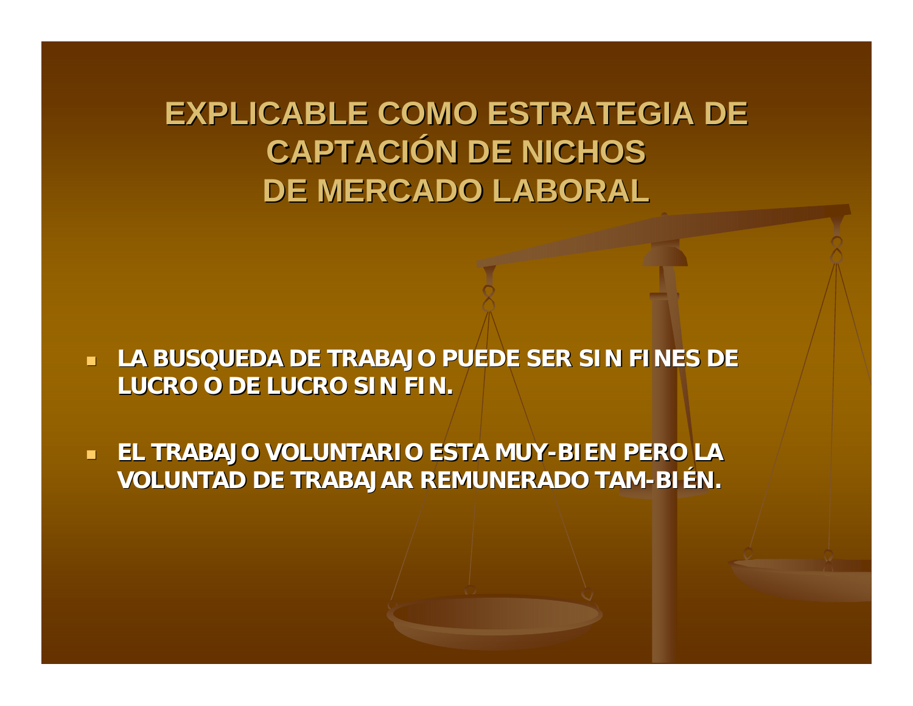# EXPLICABLE COMO ESTRATEGIA DE CAPTACIÓN DE NICHOS DE MERCADO LABORAL

- **LA BUSQUEDA DE TRABAJO PUEDE SER SIN FINES DE LUCRO O DE LUCRO SIN FIN.**
- **EL TRABAJO VOLUNTARIO ESTA MUY-BIEN PERO LA VOLUNTAD DE TRABAJAR REMUNERADO TAM-BIÉN.**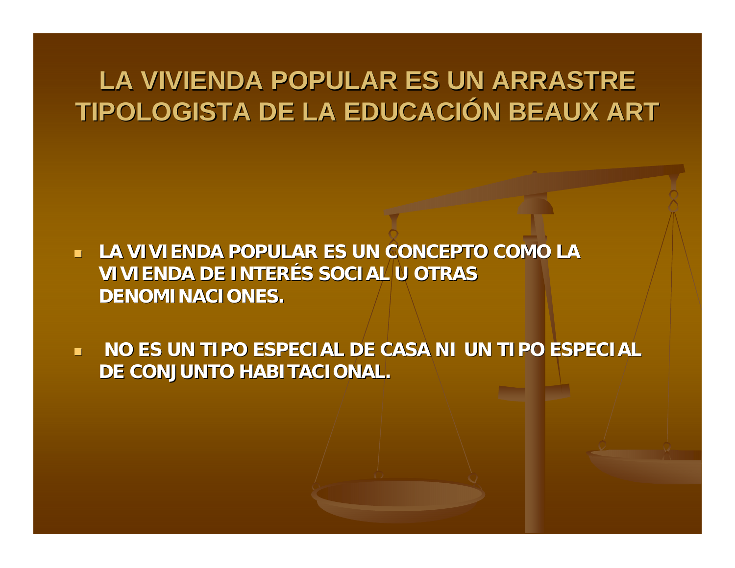# LA VIVIENDA POPULAR ES UN ARRASTRE TIPOLOGISTA DE LA EDUCACIÓN BEAUX ART

- **LA VIVIENDA POPULAR ES UN CONCEPTO COMO LA VIVIENDA DE INTERÉS SOCIAL U OTRAS DENOMINACIONES.**
- **NO ES UN TIPO ESPECIAL DE CASA NI UN TIPO ESPECIAL DE CONJUNTO HABITACIONAL.**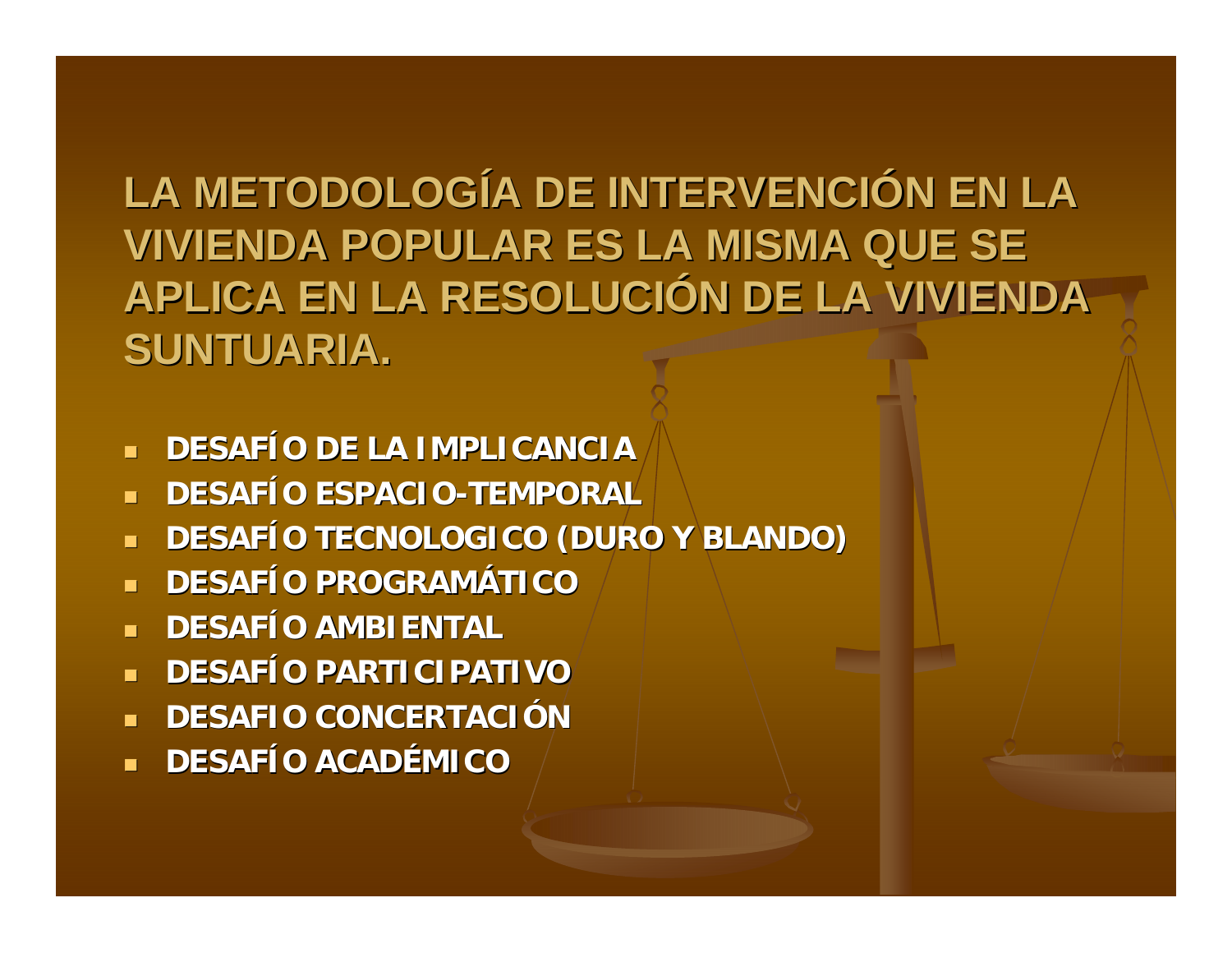## LA METODOLOGÍA DE INTERVENCIÓN EN LA VIVIENDA POPULAR ES LA MISMA QUE SE APLICA EN LA RESOLUCIÓN DE LA VIVIENDA SUNTUARIA.

- **DESAFÍO DE LA IMPLICANCIA**
- **DESAFÍO ESPACIO-TEMPORAL**
- **DESAFÍO TECNOLOGICO (DURO Y BLANDO)**
- **DESAFÍO PROGRAMÁTICO**
- **DESAFÍO AMBIENTAL**
- **DESAFÍO PARTICIPATIVO**
- **DESAFIO CONCERTACIÓN**
- **DESAFÍO ACADÉMICO**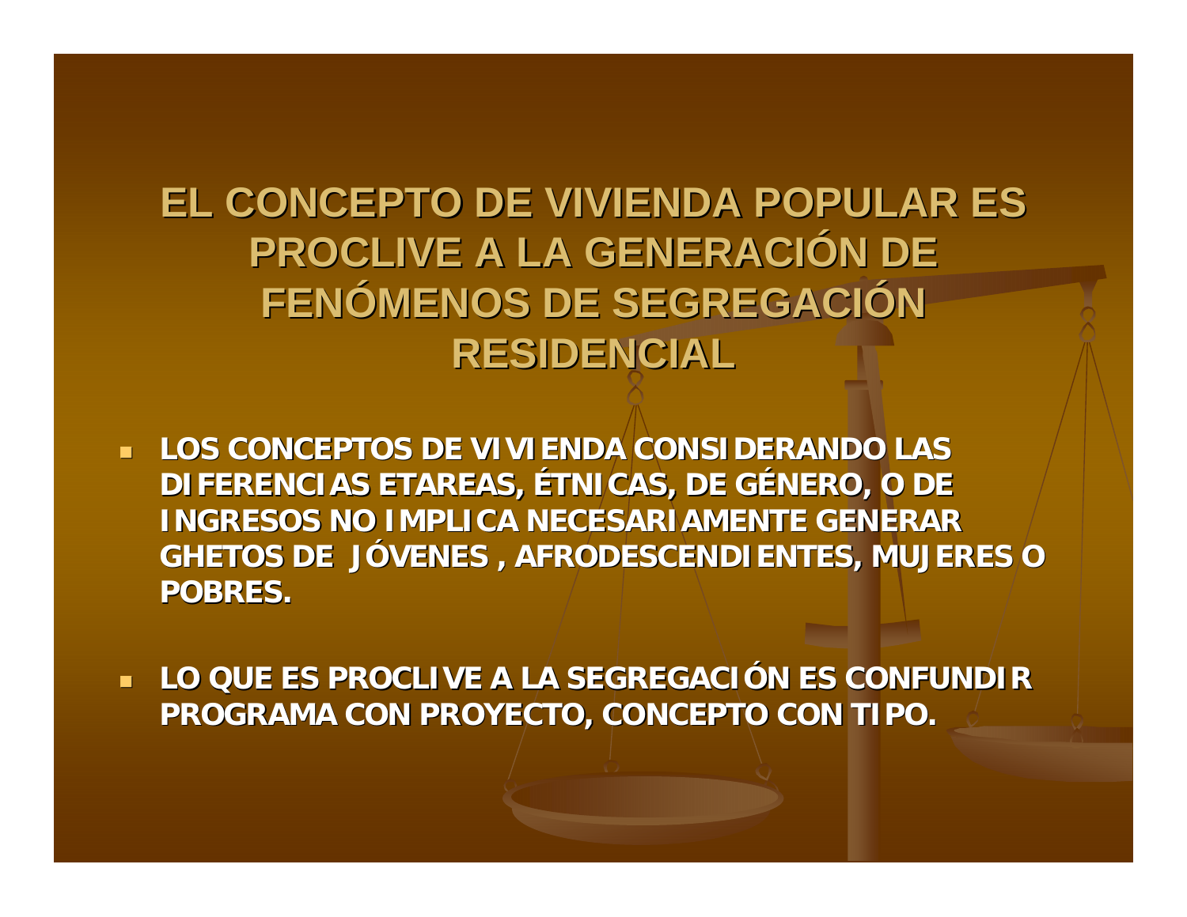# EL CONCEPTO DE VIVIENDA POPULAR ES PROCLIVE A LA GENERACIÓN DE FENÓMENOS DE SEGREGACIÓN RESIDENCIAL

- LOS CONCEPTOS DE VIVIENDA CONSIDERANDO LAS DIFERENCIAS ETAREAS, ÉTNICAS, DE GÉNERO, O DE INGRESOS NO IMPLICA NECESARIAMENTE GENERAR GHETOS DE JÓVENES , AFRODESCENDIENTES, MUJERES O POBRES.
- LO QUE ES PROCLIVE A LA SEGREGACIÓN ES CONFUNDIR PROGRAMA CON PROYECTO, CONCEPTO CON TIPO.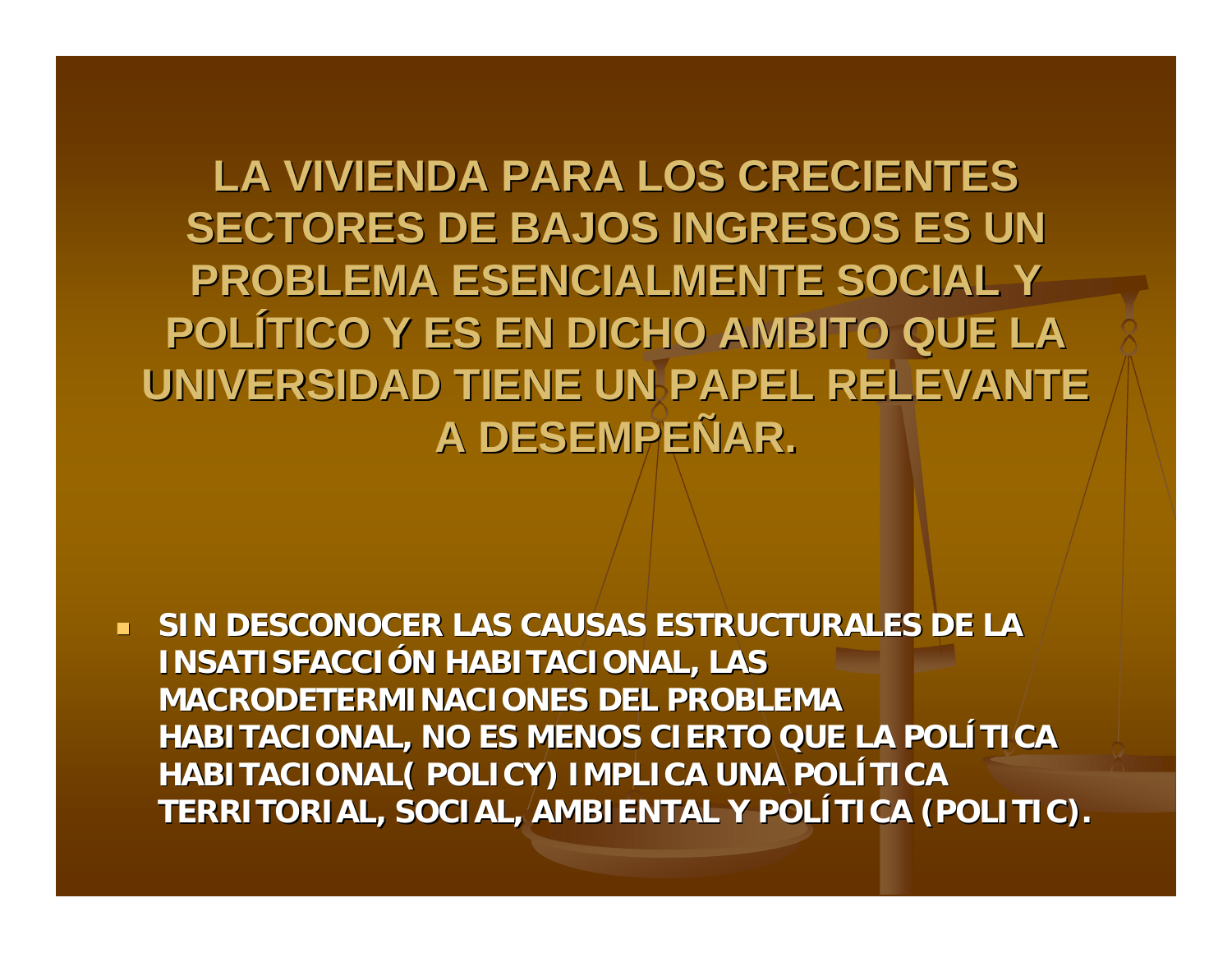# LA VIVIENDA PARA LOS CRECIENTES SECTORES DE BAJOS INGRESOS ES UN PROBLEMA ESENCIALMENTE SOCIAL Y POLÍTICO Y ES EN DICHO AMBITO QUE LA UNIVERSIDAD TIENE UN PAPEL RELEVANTE A DESEMPEÑAR.

- **SIN DESCONOCER LAS CAUSAS ESTRUCTURALES DE LA INSATISFACCIÓN HABITACIONAL, LAS MACRODETERMINACIONES DEL PROBLEMA HABITACIONAL, NO ES MENOS CIERTO QUE LA POLÍTICA HABITACIONAL( POLICY) IMPLICA UNA POLÍTICA TERRITORIAL, SOCIAL, AMBIENTAL Y POLÍTICA (POLITIC).**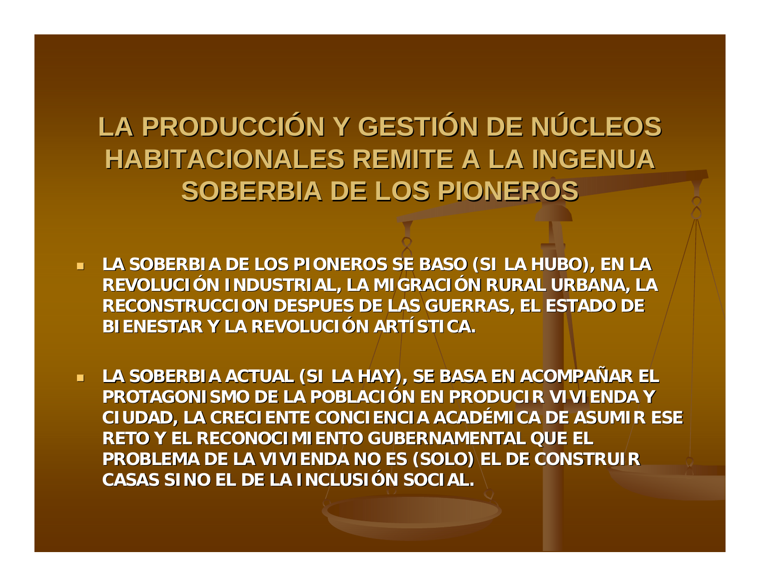# LA PRODUCCIÓN Y GESTIÓN DE NÚCLEOS HABITACIONALES REMITE A LA INGENUA SOBERBIA DE LOS PIONEROS

- **LA SOBERBIA DE LOS PIONEROS SE BASO (SI LA HUBO), EN LA REVOLUCIÓN INDUSTRIAL, LA MIGRACIÓN RURAL URBANA, LA RECONSTRUCCION DESPUES DE LAS GUERRAS, EL ESTADO DE BIENESTAR Y LA REVOLUCIÓN ARTÍSTICA.**

- **LA SOBERBIA ACTUAL (SI LA HAY), SE BASA EN ACOMPAÑAR EL PROTAGONISMO DE LA POBLACIÓN EN PRODUCIR VIVIENDA Y CIUDAD, LA CRECIENTE CONCIENCIA ACADÉMICA DE ASUMIR ESE RETO Y EL RECONOCIMIENTO GUBERNAMENTAL QUE EL PROBLEMA DE LA VIVIENDA NO ES (SOLO) EL DE CONSTRUIR CASAS SINO EL DE LA INCLUSIÓN SOCIAL.**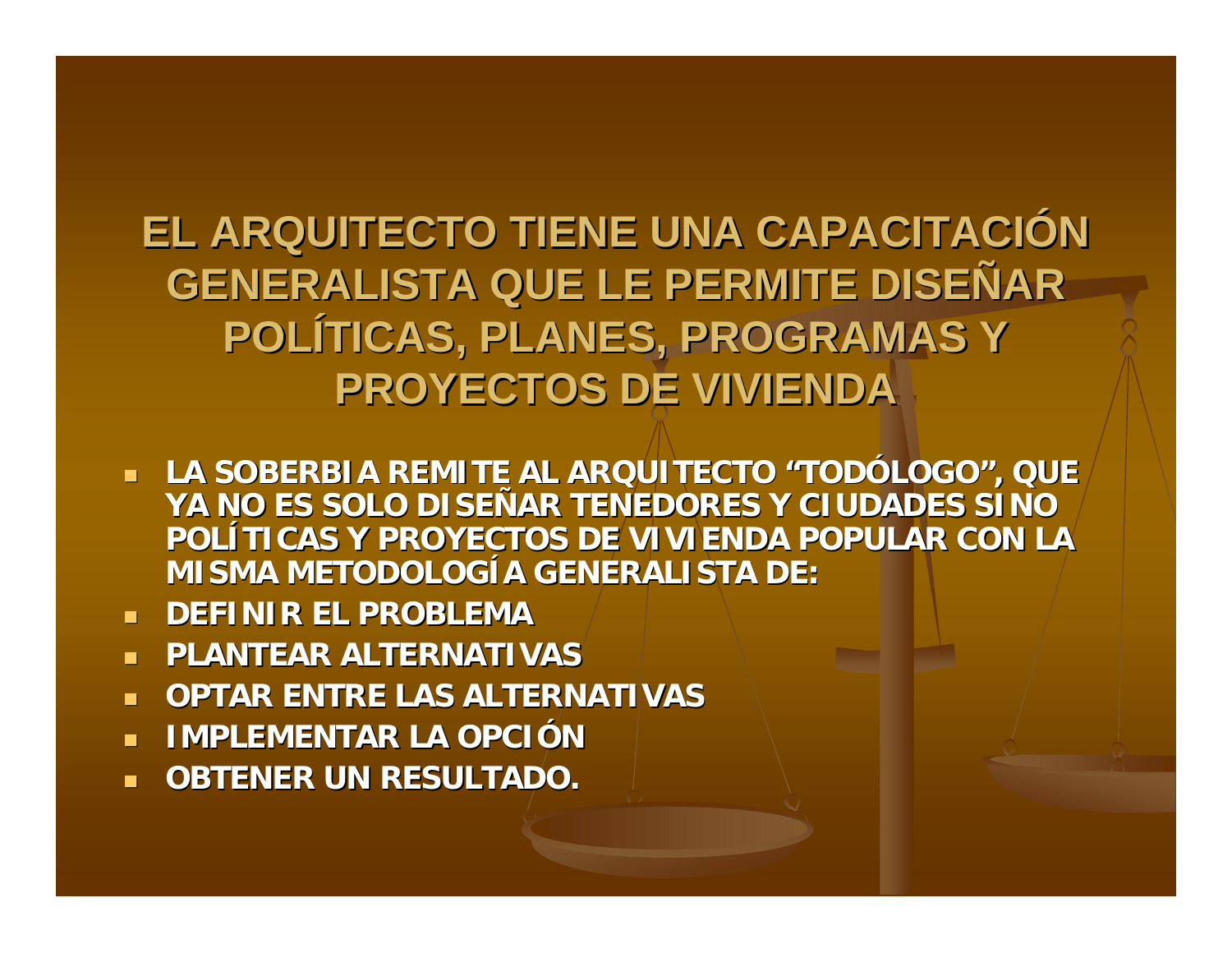# EL ARQUITECTO TIENE UNA CAPACITACIÓN GENERALISTA QUE LE PERMITE DISEÑAR POLÍTICAS, PLANES, PROGRAMAS Y PROYECTOS DE VIVIENDA

- **LA SOBERBIA REMITE AL ARQUITECTO "TODÓLOGO", QUE YA NO ES SOLO DISEÑAR TENEDORES Y CIUDADES SINO POLÍTICAS Y PROYECTOS DE VIVIENDA POPULAR CON LA MISMA METODOLOGÍA GENERALISTA DE:**
- **DEFINIR EL PROBLEMA**
- **PLANTEAR ALTERNATIVAS**
- **OPTAR ENTRE LAS ALTERNATIVAS**
- **IMPLEMENTAR LA OPCIÓN**
- **OBTENER UN RESULTADO.**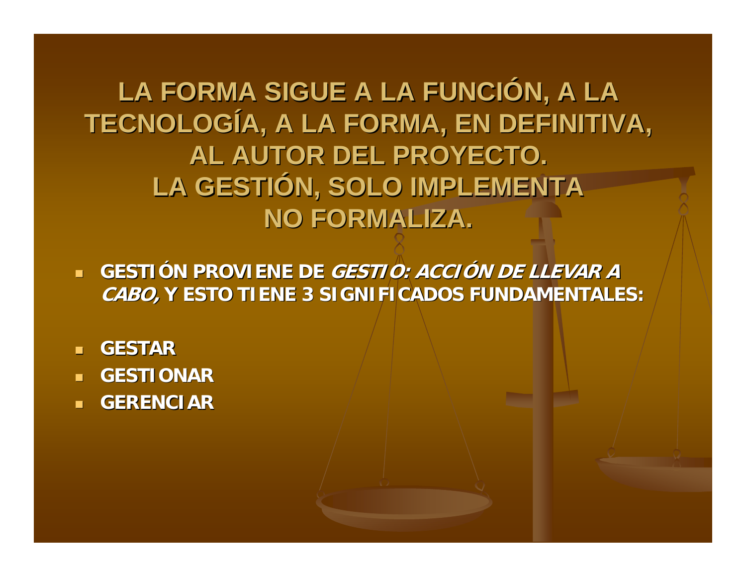# LA FORMA SIGUE A LA FUNCIÓN, A LA TECNOLOGÍA, A LA FORMA, EN DEFINITIVA, AL AUTOR DEL PROYECTO. LA GESTIÓN, SOLO IMPLEMENTA NO FORMALIZA.

- **GESTIÓN PROVIENE DE *GESTIO: ACCIÓN DE LLEVAR A CABO,* Y ESTO TIENE 3 SIGNIFICADOS FUNDAMENTALES:**

- **GESTAR**
- **GESTIONAR**
- **GERENCIAR**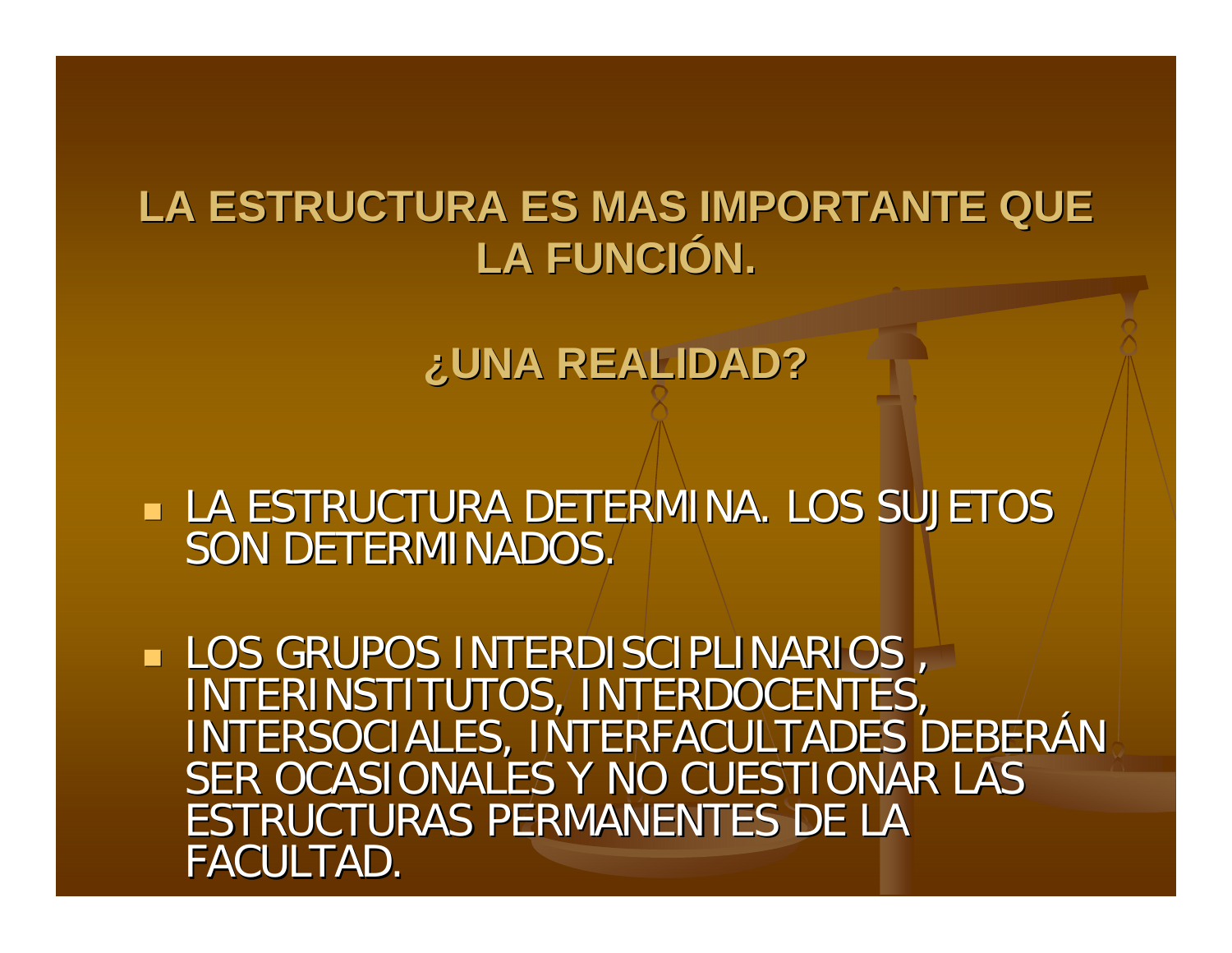## LA ESTRUCTURA ES MAS IMPORTANTE QUE LA FUNCIÓN.

## ¿UNA REALIDAD?

- LA ESTRUCTURA DETERMINA. LOS SUJETOS SON DETERMINADOS.
- LOS GRUPOS INTERDISCIPLINARIOS , INTERINSTITUTOS, INTERDOCENTES, INTERSOCIALES, INTERFACULTADES DEBERÁN SER OCASIONALES Y NO CUESTIONAR LAS ESTRUCTURAS PERMANENTES DE LA FACULTAD.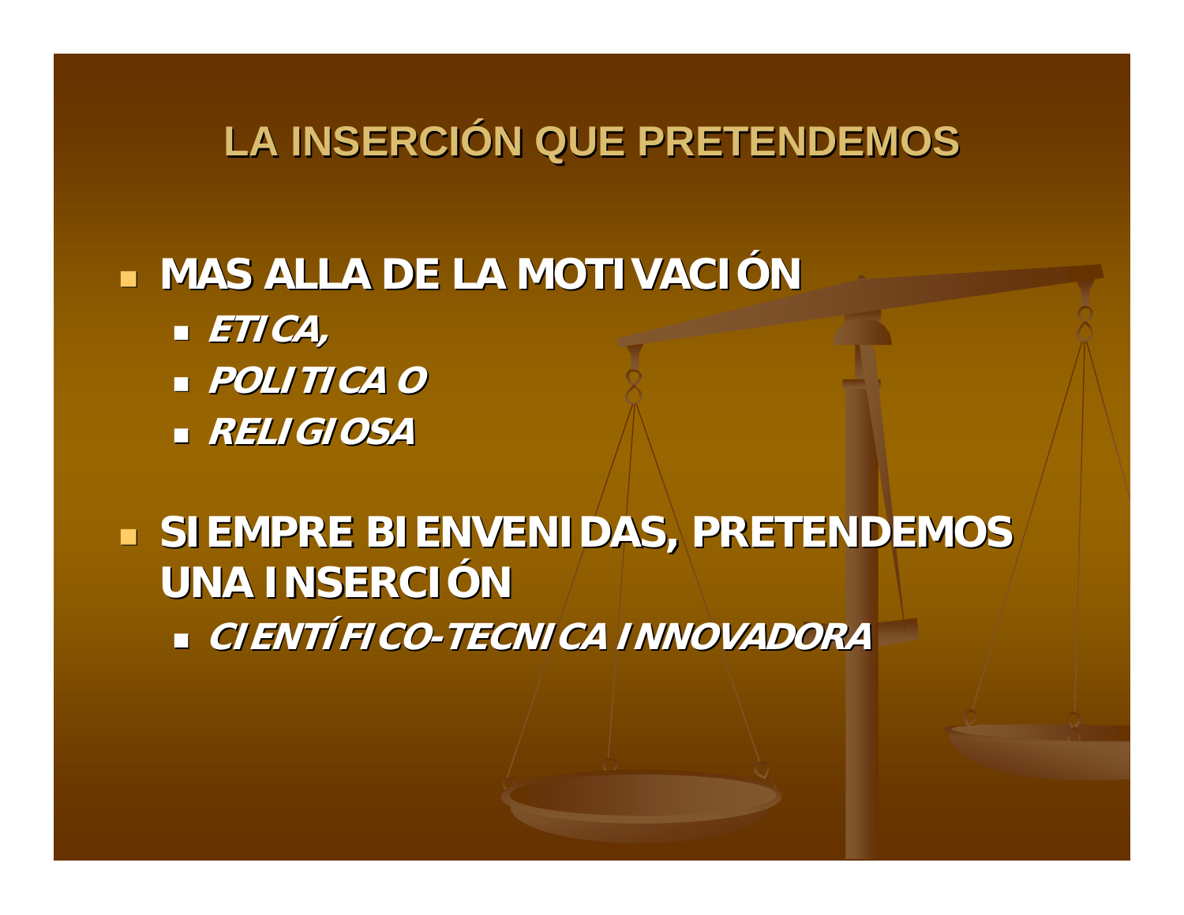# LA INSERCIÓN QUE PRETENDEMOS

- **MAS ALLA DE LA MOTIVACIÓN**
  - ***ETICA,***
  - ***POLITICA O***
  - ***RELIGIOSA***

- **SIEMPRE BIENVENIDAS, PRETENDEMOS UNA INSERCIÓN**
  - ***CIENTÍFICO-TECNICA INNOVADORA***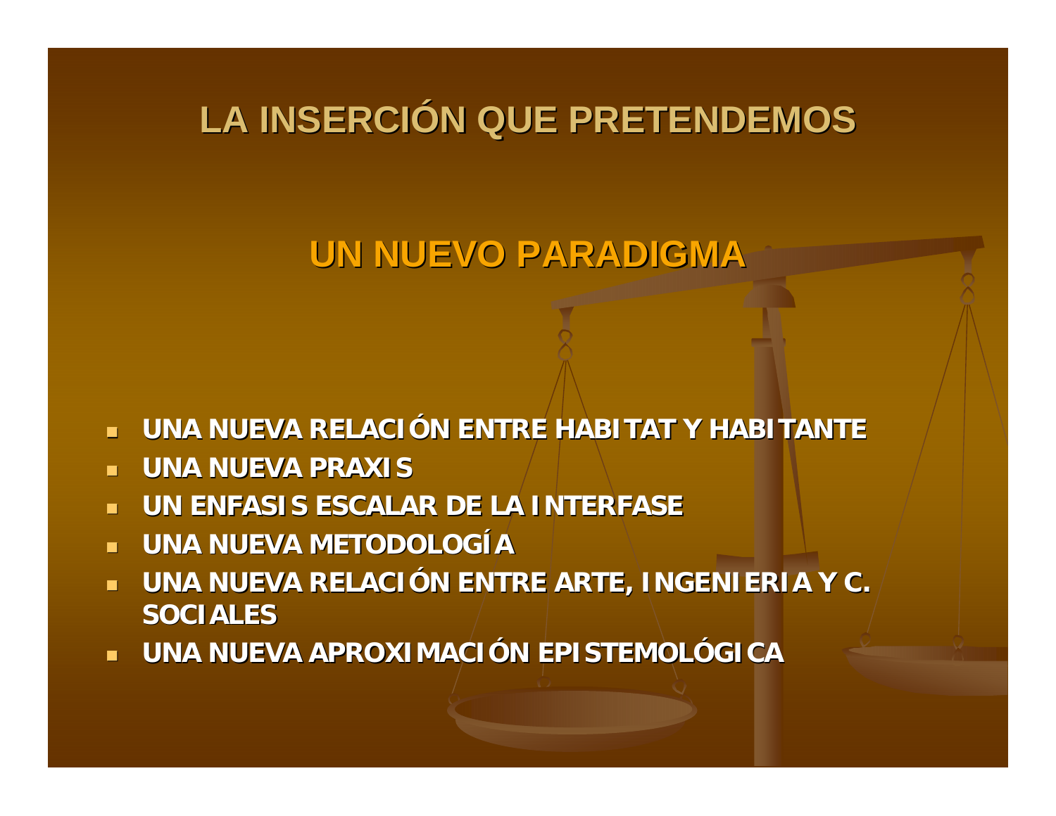# LA INSERCIÓN QUE PRETENDEMOS

## UN NUEVO PARADIGMA

- **UNA NUEVA RELACIÓN ENTRE HABITAT Y HABITANTE**
- **UNA NUEVA PRAXIS**
- **UN ENFASIS ESCALAR DE LA INTERFASE**
- **UNA NUEVA METODOLOGÍA**
- **UNA NUEVA RELACIÓN ENTRE ARTE, INGENIERIA Y C. SOCIALES**
- **UNA NUEVA APROXIMACIÓN EPISTEMOLÓGICA**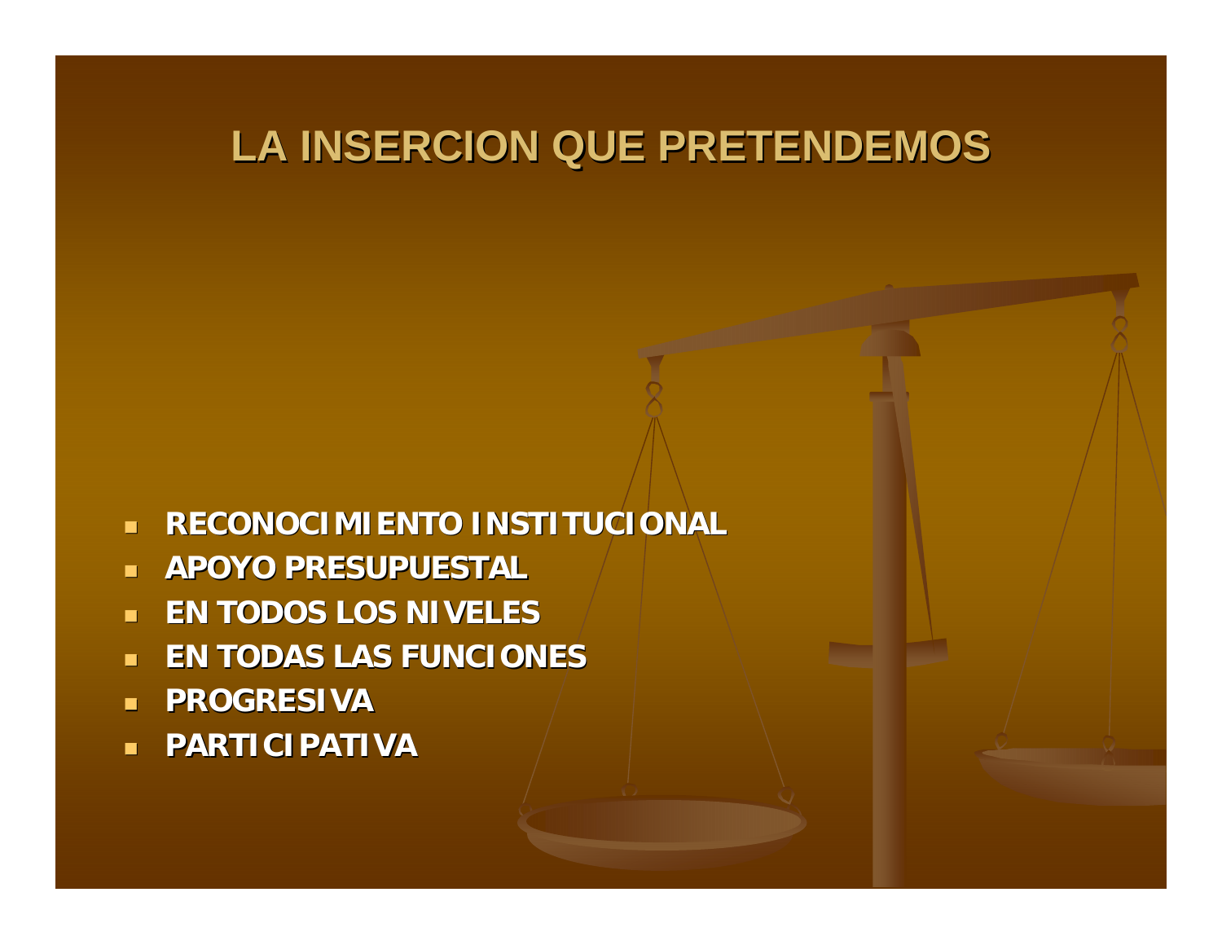# LA INSERCION QUE PRETENDEMOS

- **RECONOCIMIENTO INSTITUCIONAL**
- **APOYO PRESUPUESTAL**
- **EN TODOS LOS NIVELES**
- **EN TODAS LAS FUNCIONES**
- **PROGRESIVA**
- **PARTICIPATIVA**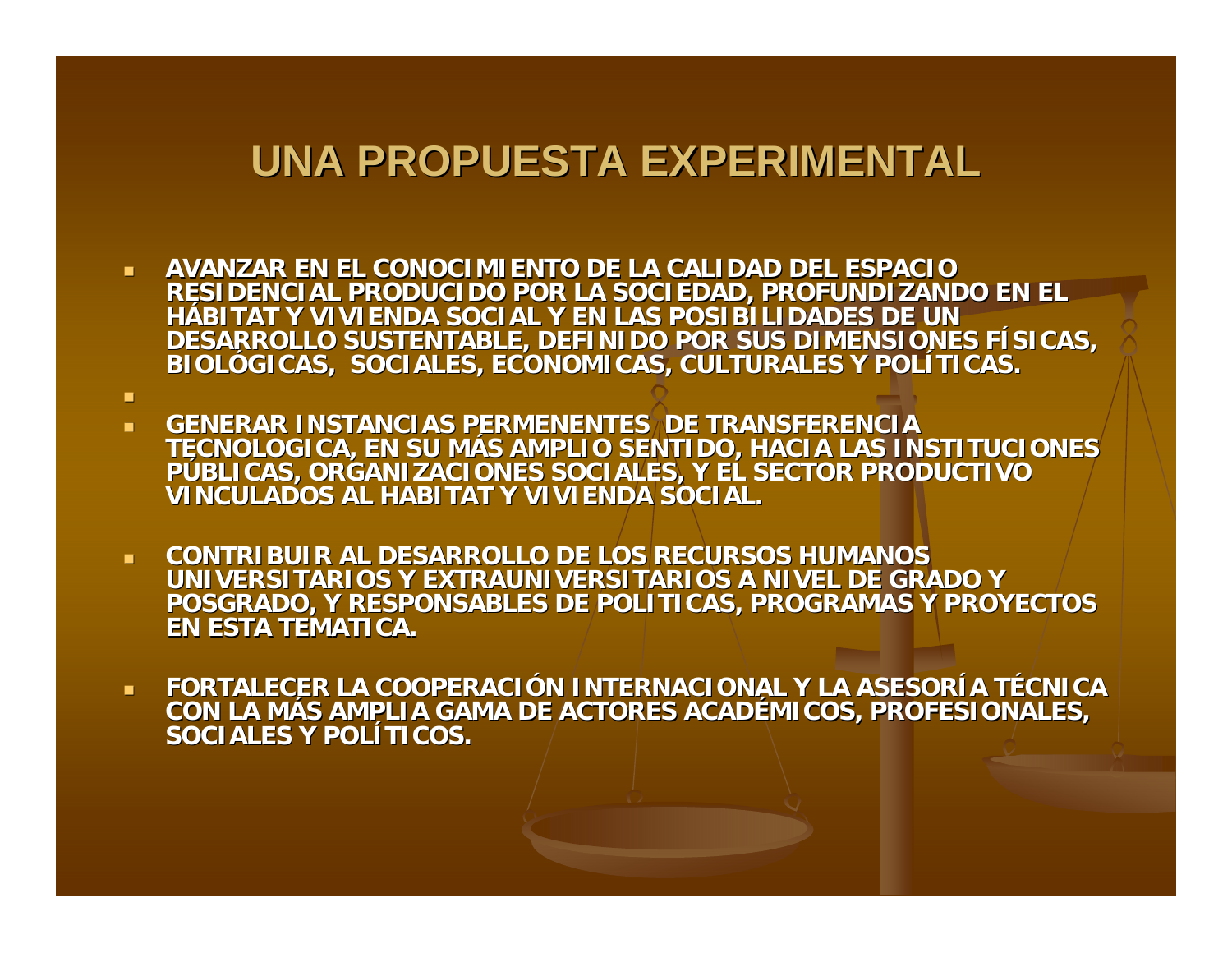# UNA PROPUESTA EXPERIMENTAL

- AVANZAR EN EL CONOCIMIENTO DE LA CALIDAD DEL ESPACIO RESIDENCIAL PRODUCIDO POR LA SOCIEDAD, PROFUNDIZANDO EN EL HÁBITAT Y VIVIENDA SOCIAL Y EN LAS POSIBILIDADES DE UN DESARROLLO SUSTENTABLE, DEFINIDO POR SUS DIMENSIONES FÍSICAS, BIOLÓGICAS, SOCIALES, ECONOMICAS, CULTURALES Y POLÍTICAS.
- GENERAR INSTANCIAS PERMENENTES DE TRANSFERENCIA TECNOLOGICA, EN SU MÁS AMPLIO SENTIDO, HACIA LAS INSTITUCIONES PÚBLICAS, ORGANIZACIONES SOCIALES, Y EL SECTOR PRODUCTIVO VINCULADOS AL HABITAT Y VIVIENDA SOCIAL.
- CONTRIBUIR AL DESARROLLO DE LOS RECURSOS HUMANOS UNIVERSITARIOS Y EXTRAUNIVERSITARIOS A NIVEL DE GRADO Y POSGRADO, Y RESPONSABLES DE POLITICAS, PROGRAMAS Y PROYECTOS EN ESTA TEMATICA.
- FORTALECER LA COOPERACIÓN INTERNACIONAL Y LA ASESORÍA TÉCNICA CON LA MÁS AMPLIA GAMA DE ACTORES ACADÉMICOS, PROFESIONALES, SOCIALES Y POLÍTICOS.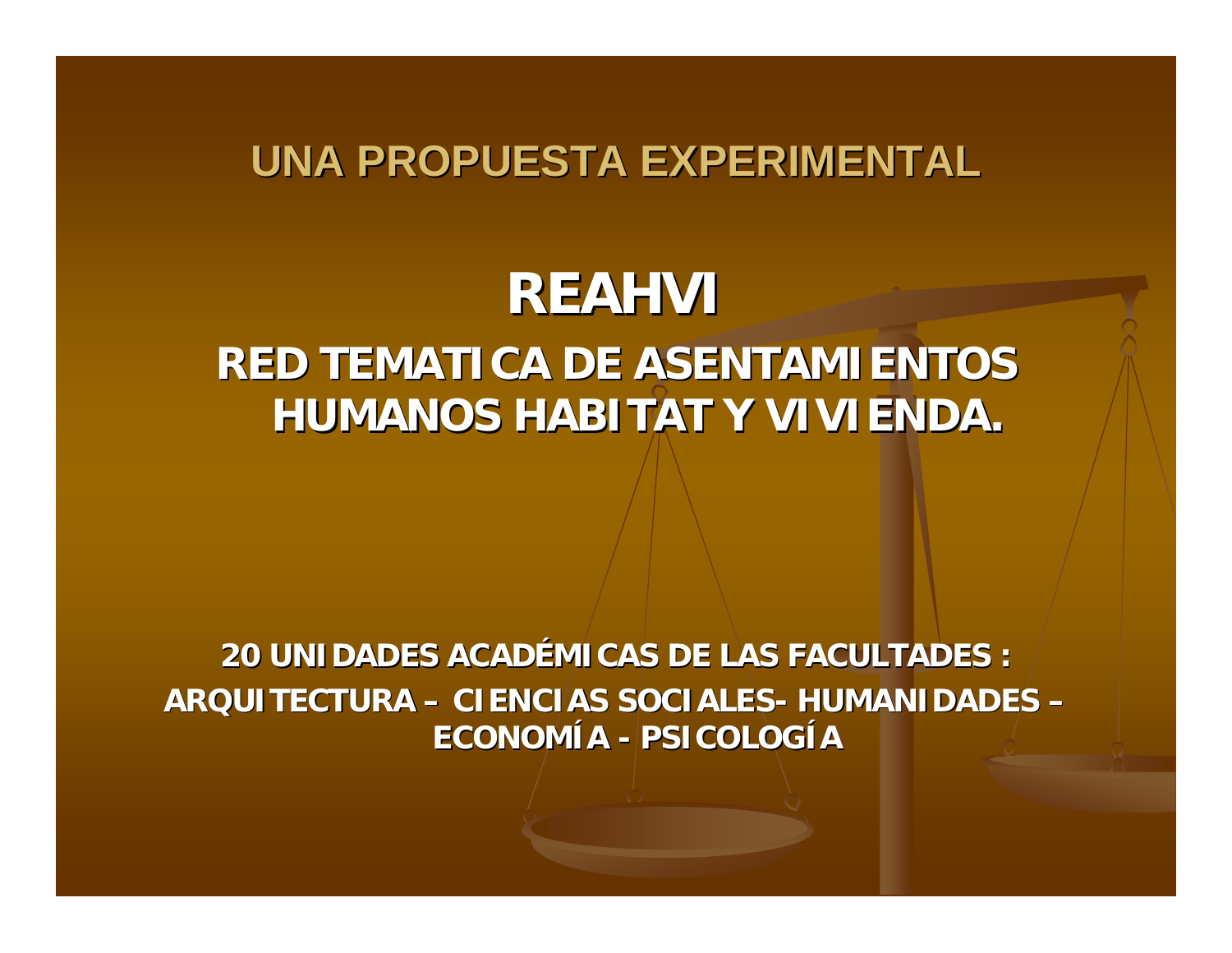## UNA PROPUESTA EXPERIMENTAL

# REAHVI

## RED TEMATICA DE ASENTAMIENTOS HUMANOS HABITAT Y VIVIENDA.

**20 UNIDADES ACADÉMICAS DE LAS FACULTADES :**
**ARQUITECTURA – CIENCIAS SOCIALES- HUMANIDADES – ECONOMÍA - PSICOLOGÍA**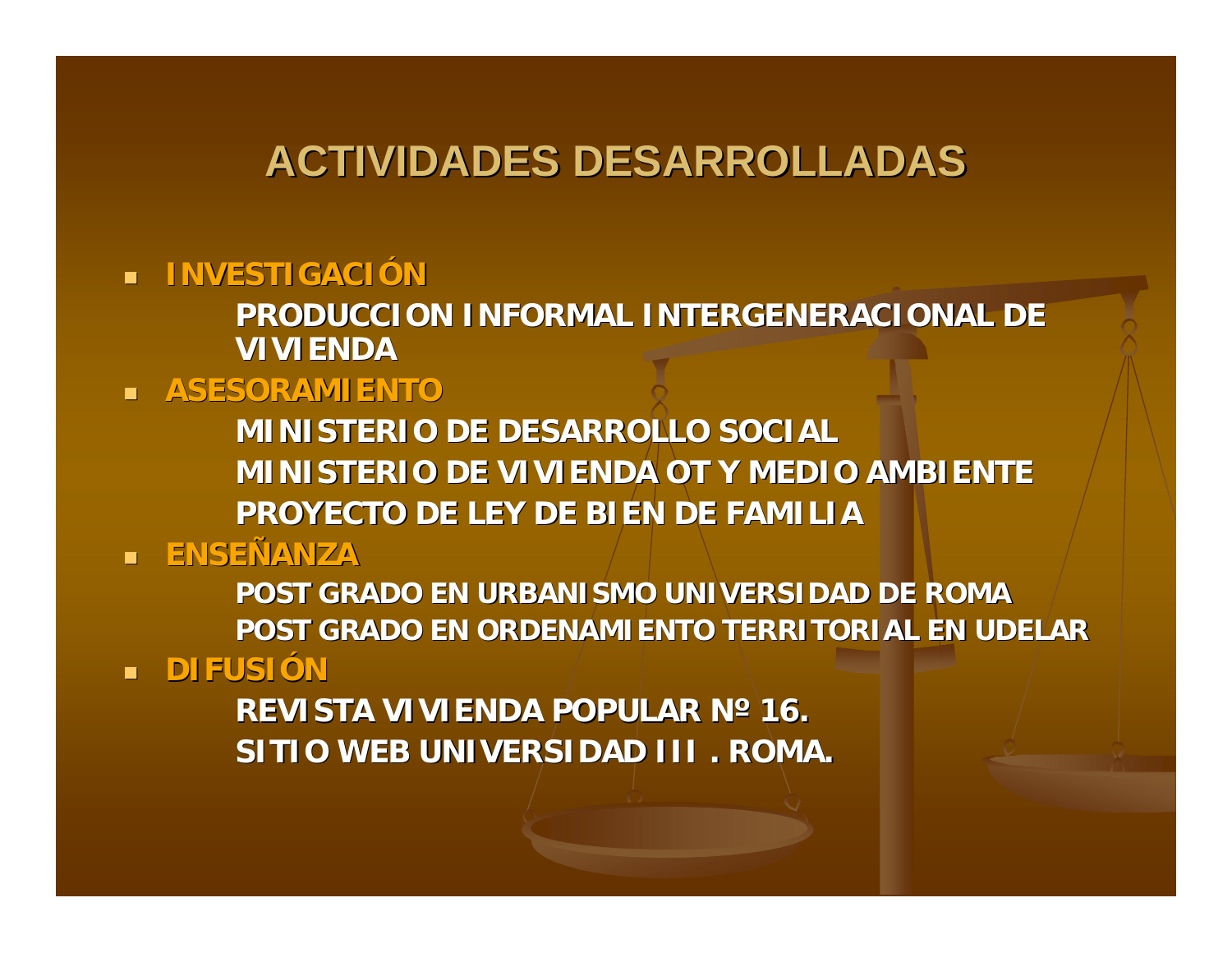# ACTIVIDADES DESARROLLADAS

- **INVESTIGACIÓN**

  **PRODUCCION INFORMAL INTERGENERACIONAL DE VIVIENDA**

- **ASESORAMIENTO**

  **MINISTERIO DE DESARROLLO SOCIAL**

  **MINISTERIO DE VIVIENDA OT Y MEDIO AMBIENTE**

  **PROYECTO DE LEY DE BIEN DE FAMILIA**

- **ENSEÑANZA**

  **POST GRADO EN URBANISMO UNIVERSIDAD DE ROMA**

  **POST GRADO EN ORDENAMIENTO TERRITORIAL EN UDELAR**

- **DIFUSIÓN**

  **REVISTA VIVIENDA POPULAR Nº 16.**

  **SITIO WEB UNIVERSIDAD III . ROMA.**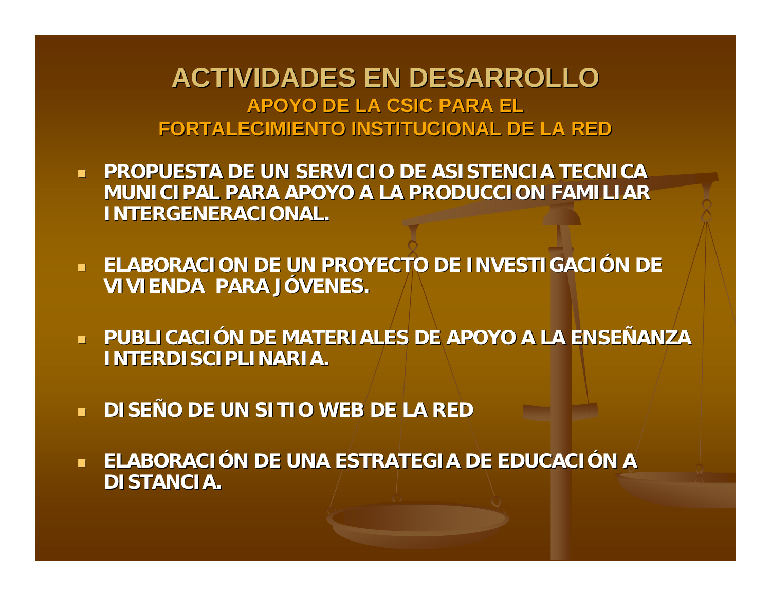# ACTIVIDADES EN DESARROLLO

## APOYO DE LA CSIC PARA EL FORTALECIMIENTO INSTITUCIONAL DE LA RED

- **PROPUESTA DE UN SERVICIO DE ASISTENCIA TECNICA MUNICIPAL PARA APOYO A LA PRODUCCION FAMILIAR INTERGENERACIONAL.**
- **ELABORACION DE UN PROYECTO DE INVESTIGACIÓN DE VIVIENDA PARA JÓVENES.**
- **PUBLICACIÓN DE MATERIALES DE APOYO A LA ENSEÑANZA INTERDISCIPLINARIA.**
- **DISEÑO DE UN SITIO WEB DE LA RED**
- **ELABORACIÓN DE UNA ESTRATEGIA DE EDUCACIÓN A DISTANCIA.**